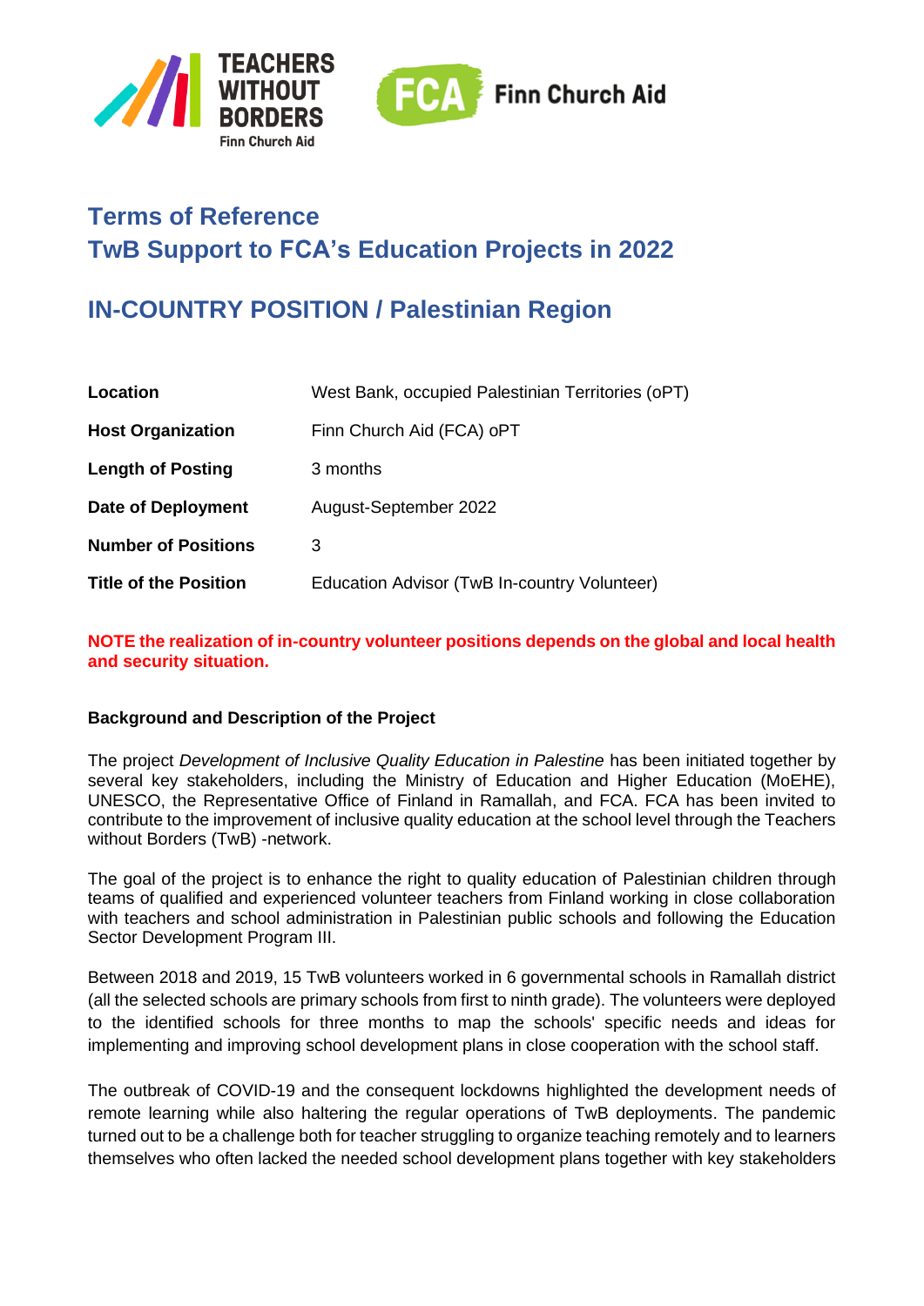# Terms of Reference
# TwB Support to FCA's Education Projects in 2022

## IN-COUNTRY POSITION / Palestinian Region

| | |
|---|---|
| **Location** | West Bank, occupied Palestinian Territories (oPT) |
| **Host Organization** | Finn Church Aid (FCA) oPT |
| **Length of Posting** | 3 months |
| **Date of Deployment** | August-September 2022 |
| **Number of Positions** | 3 |
| **Title of the Position** | Education Advisor (TwB In-country Volunteer) |

**NOTE the realization of in-country volunteer positions depends on the global and local health and security situation.**

**Background and Description of the Project**

The project *Development of Inclusive Quality Education in Palestine* has been initiated together by several key stakeholders, including the Ministry of Education and Higher Education (MoEHE), UNESCO, the Representative Office of Finland in Ramallah, and FCA. FCA has been invited to contribute to the improvement of inclusive quality education at the school level through the Teachers without Borders (TwB) -network.

The goal of the project is to enhance the right to quality education of Palestinian children through teams of qualified and experienced volunteer teachers from Finland working in close collaboration with teachers and school administration in Palestinian public schools and following the Education Sector Development Program III.

Between 2018 and 2019, 15 TwB volunteers worked in 6 governmental schools in Ramallah district (all the selected schools are primary schools from first to ninth grade). The volunteers were deployed to the identified schools for three months to map the schools' specific needs and ideas for implementing and improving school development plans in close cooperation with the school staff.

The outbreak of COVID-19 and the consequent lockdowns highlighted the development needs of remote learning while also halting the regular operations of TwB deployments. The pandemic turned out to be a challenge both for teacher struggling to organize teaching remotely and to learners themselves who often lacked the needed school development plans together with key stakeholders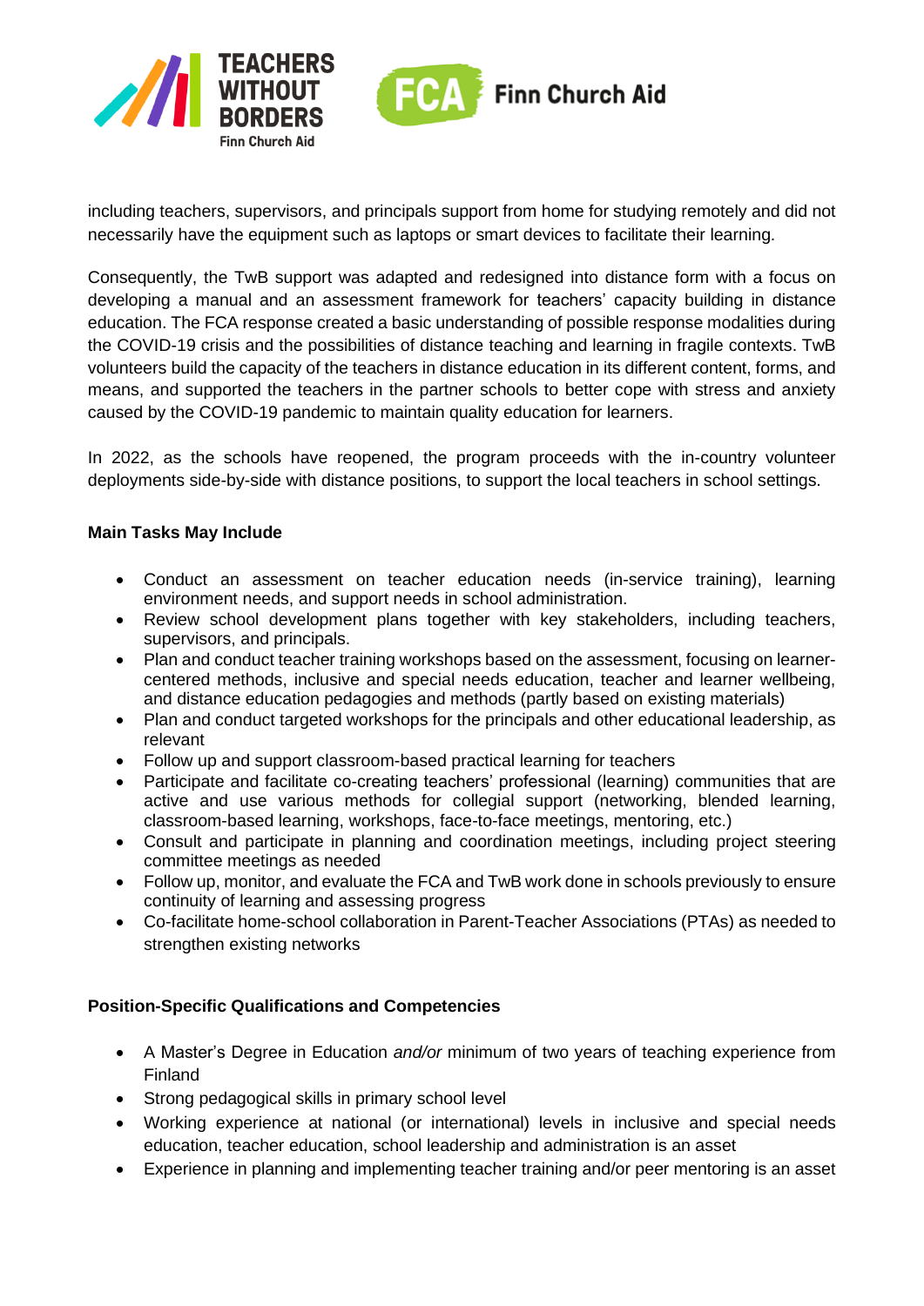including teachers, supervisors, and principals support from home for studying remotely and did not necessarily have the equipment such as laptops or smart devices to facilitate their learning.

Consequently, the TwB support was adapted and redesigned into distance form with a focus on developing a manual and an assessment framework for teachers' capacity building in distance education. The FCA response created a basic understanding of possible response modalities during the COVID-19 crisis and the possibilities of distance teaching and learning in fragile contexts. TwB volunteers build the capacity of the teachers in distance education in its different content, forms, and means, and supported the teachers in the partner schools to better cope with stress and anxiety caused by the COVID-19 pandemic to maintain quality education for learners.

In 2022, as the schools have reopened, the program proceeds with the in-country volunteer deployments side-by-side with distance positions, to support the local teachers in school settings.

**Main Tasks May Include**

- Conduct an assessment on teacher education needs (in-service training), learning environment needs, and support needs in school administration.
- Review school development plans together with key stakeholders, including teachers, supervisors, and principals.
- Plan and conduct teacher training workshops based on the assessment, focusing on learner-centered methods, inclusive and special needs education, teacher and learner wellbeing, and distance education pedagogies and methods (partly based on existing materials)
- Plan and conduct targeted workshops for the principals and other educational leadership, as relevant
- Follow up and support classroom-based practical learning for teachers
- Participate and facilitate co-creating teachers' professional (learning) communities that are active and use various methods for collegial support (networking, blended learning, classroom-based learning, workshops, face-to-face meetings, mentoring, etc.)
- Consult and participate in planning and coordination meetings, including project steering committee meetings as needed
- Follow up, monitor, and evaluate the FCA and TwB work done in schools previously to ensure continuity of learning and assessing progress
- Co-facilitate home-school collaboration in Parent-Teacher Associations (PTAs) as needed to strengthen existing networks

**Position-Specific Qualifications and Competencies**

- A Master's Degree in Education *and/or* minimum of two years of teaching experience from Finland
- Strong pedagogical skills in primary school level
- Working experience at national (or international) levels in inclusive and special needs education, teacher education, school leadership and administration is an asset
- Experience in planning and implementing teacher training and/or peer mentoring is an asset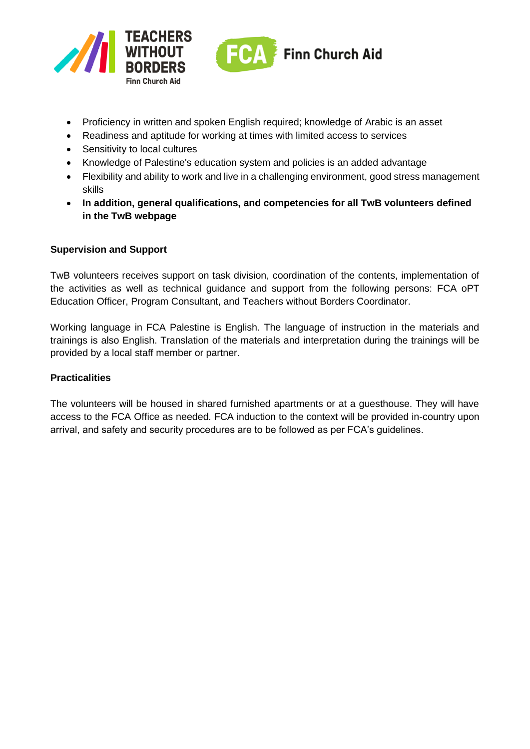- Proficiency in written and spoken English required; knowledge of Arabic is an asset
- Readiness and aptitude for working at times with limited access to services
- Sensitivity to local cultures
- Knowledge of Palestine's education system and policies is an added advantage
- Flexibility and ability to work and live in a challenging environment, good stress management skills
- **In addition, general qualifications, and competencies for all TwB volunteers defined in the TwB webpage**

**Supervision and Support**

TwB volunteers receives support on task division, coordination of the contents, implementation of the activities as well as technical guidance and support from the following persons: FCA oPT Education Officer, Program Consultant, and Teachers without Borders Coordinator.

Working language in FCA Palestine is English. The language of instruction in the materials and trainings is also English. Translation of the materials and interpretation during the trainings will be provided by a local staff member or partner.

**Practicalities**

The volunteers will be housed in shared furnished apartments or at a guesthouse. They will have access to the FCA Office as needed. FCA induction to the context will be provided in-country upon arrival, and safety and security procedures are to be followed as per FCA's guidelines.